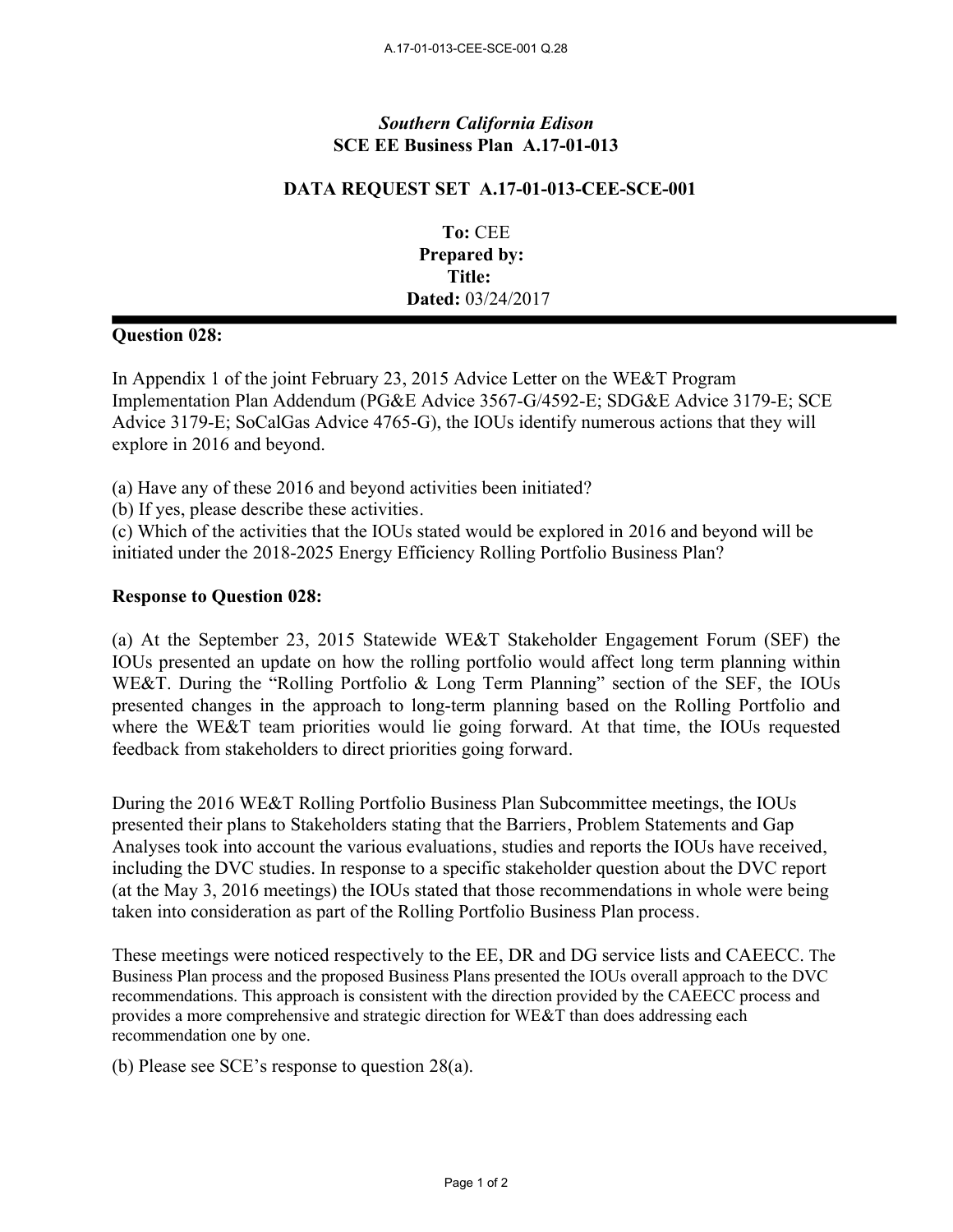*Southern California Edison*
**SCE EE Business Plan A.17-01-013**

**DATA REQUEST SET A.17-01-013-CEE-SCE-001**

**To:** CEE
**Prepared by:**
**Title:**
**Dated:** 03/24/2017

---

**Question 028:**

In Appendix 1 of the joint February 23, 2015 Advice Letter on the WE&T Program Implementation Plan Addendum (PG&E Advice 3567-G/4592-E; SDG&E Advice 3179-E; SCE Advice 3179-E; SoCalGas Advice 4765-G), the IOUs identify numerous actions that they will explore in 2016 and beyond.

(a) Have any of these 2016 and beyond activities been initiated?
(b) If yes, please describe these activities.
(c) Which of the activities that the IOUs stated would be explored in 2016 and beyond will be initiated under the 2018-2025 Energy Efficiency Rolling Portfolio Business Plan?

**Response to Question 028:**

(a) At the September 23, 2015 Statewide WE&T Stakeholder Engagement Forum (SEF) the IOUs presented an update on how the rolling portfolio would affect long term planning within WE&T. During the "Rolling Portfolio & Long Term Planning" section of the SEF, the IOUs presented changes in the approach to long-term planning based on the Rolling Portfolio and where the WE&T team priorities would lie going forward. At that time, the IOUs requested feedback from stakeholders to direct priorities going forward.

During the 2016 WE&T Rolling Portfolio Business Plan Subcommittee meetings, the IOUs presented their plans to Stakeholders stating that the Barriers, Problem Statements and Gap Analyses took into account the various evaluations, studies and reports the IOUs have received, including the DVC studies. In response to a specific stakeholder question about the DVC report (at the May 3, 2016 meetings) the IOUs stated that those recommendations in whole were being taken into consideration as part of the Rolling Portfolio Business Plan process.

These meetings were noticed respectively to the EE, DR and DG service lists and CAEECC. The Business Plan process and the proposed Business Plans presented the IOUs overall approach to the DVC recommendations. This approach is consistent with the direction provided by the CAEECC process and provides a more comprehensive and strategic direction for WE&T than does addressing each recommendation one by one.

(b) Please see SCE's response to question 28(a).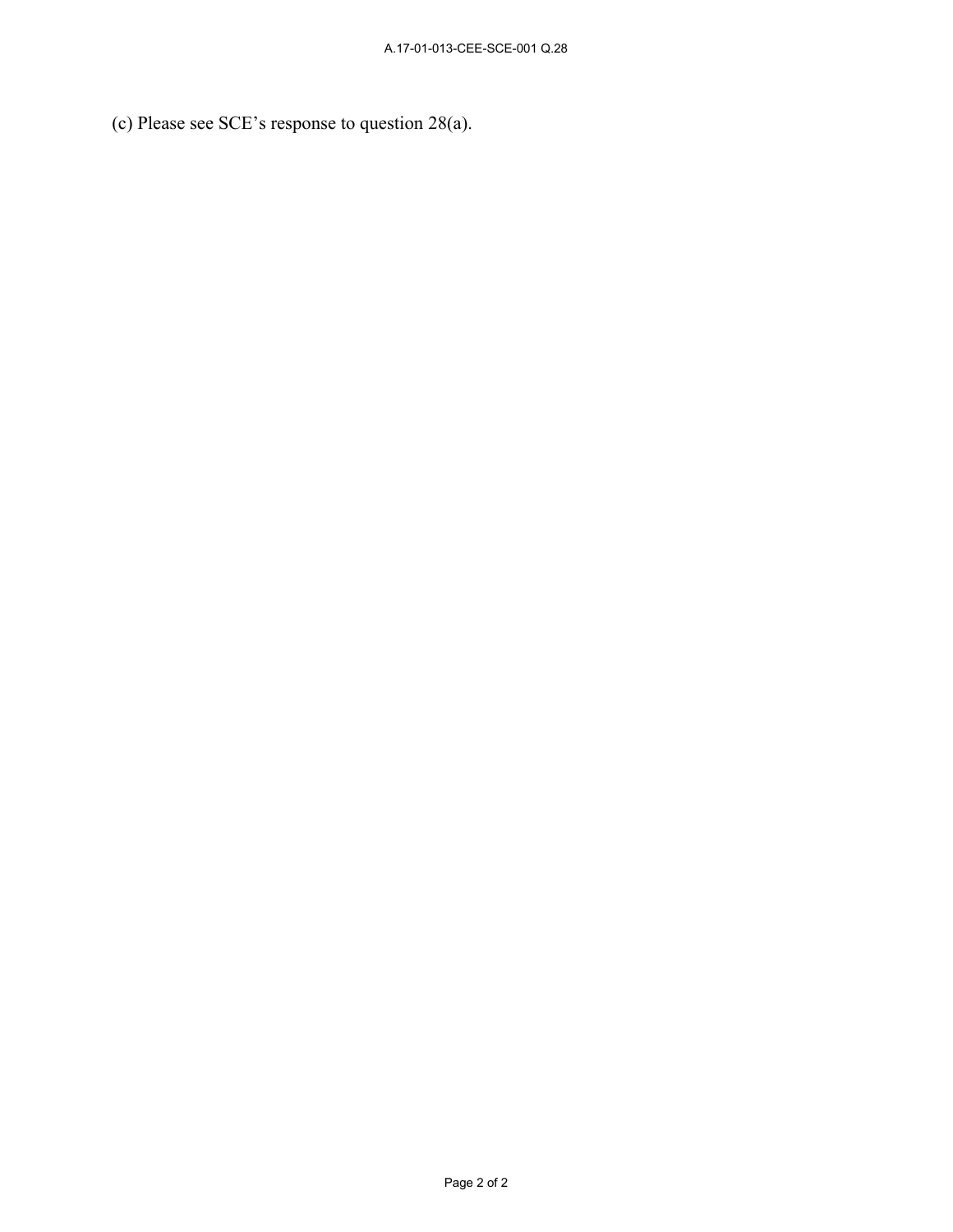(c) Please see SCE's response to question 28(a).